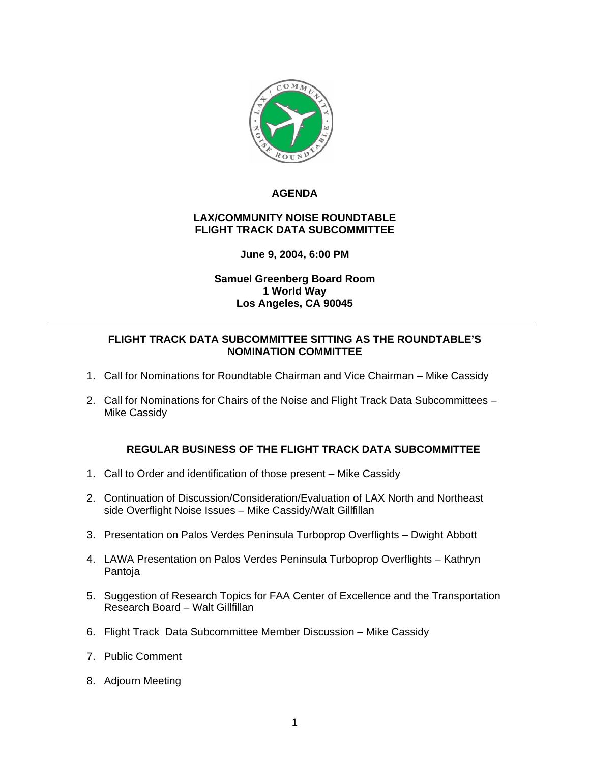# AGENDA

## LAX/COMMUNITY NOISE ROUNDTABLE
## FLIGHT TRACK DATA SUBCOMMITTEE

**June 9, 2004, 6:00 PM**

**Samuel Greenberg Board Room**
**1 World Way**
**Los Angeles, CA 90045**

---

### FLIGHT TRACK DATA SUBCOMMITTEE SITTING AS THE ROUNDTABLE'S NOMINATION COMMITTEE

1. Call for Nominations for Roundtable Chairman and Vice Chairman – Mike Cassidy
2. Call for Nominations for Chairs of the Noise and Flight Track Data Subcommittees – Mike Cassidy

### REGULAR BUSINESS OF THE FLIGHT TRACK DATA SUBCOMMITTEE

1. Call to Order and identification of those present – Mike Cassidy
2. Continuation of Discussion/Consideration/Evaluation of LAX North and Northeast side Overflight Noise Issues – Mike Cassidy/Walt Gillfillan
3. Presentation on Palos Verdes Peninsula Turboprop Overflights – Dwight Abbott
4. LAWA Presentation on Palos Verdes Peninsula Turboprop Overflights – Kathryn Pantoja
5. Suggestion of Research Topics for FAA Center of Excellence and the Transportation Research Board – Walt Gillfillan
6. Flight Track Data Subcommittee Member Discussion – Mike Cassidy
7. Public Comment
8. Adjourn Meeting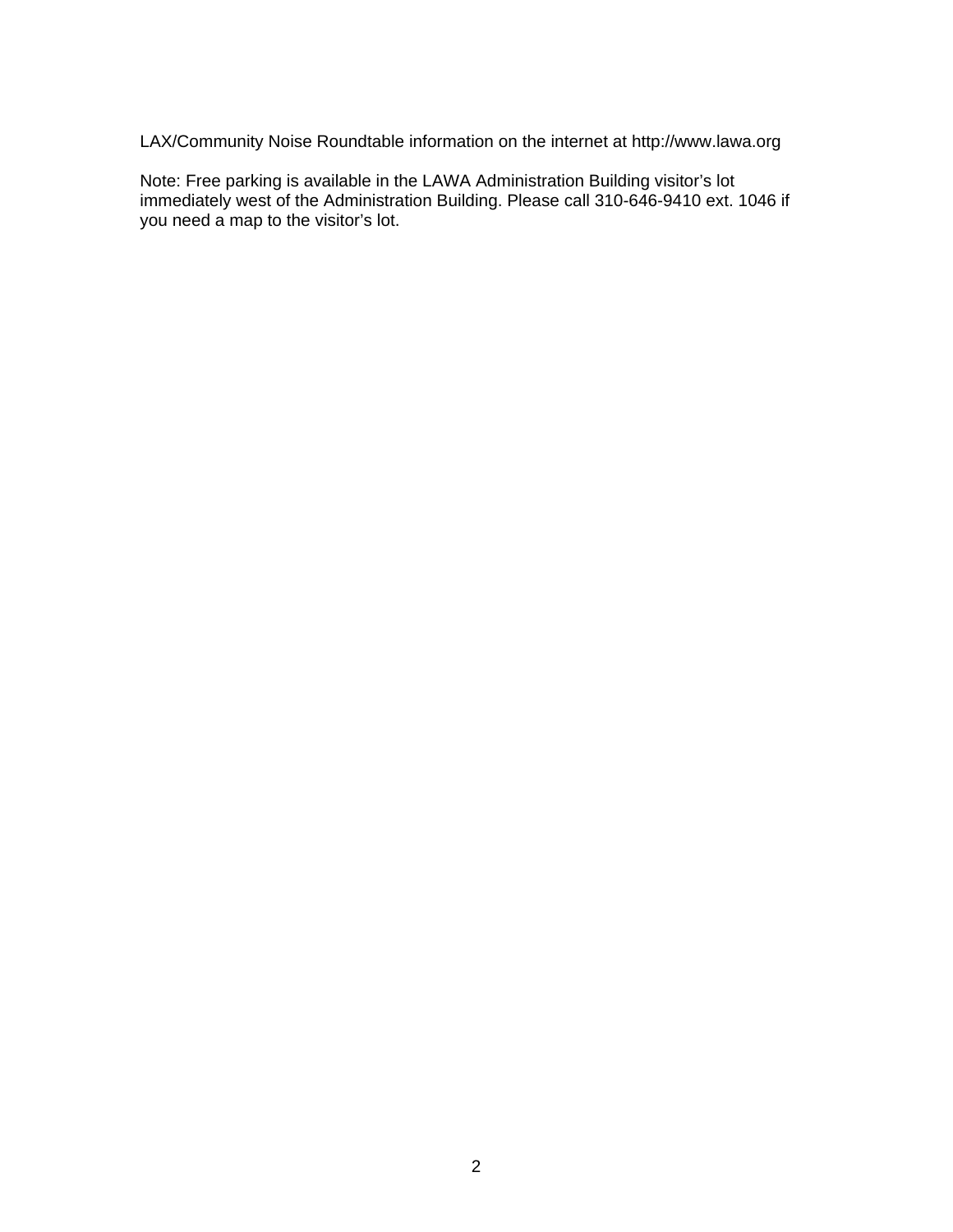LAX/Community Noise Roundtable information on the internet at http://www.lawa.org

Note: Free parking is available in the LAWA Administration Building visitor's lot immediately west of the Administration Building. Please call 310-646-9410 ext. 1046 if you need a map to the visitor's lot.